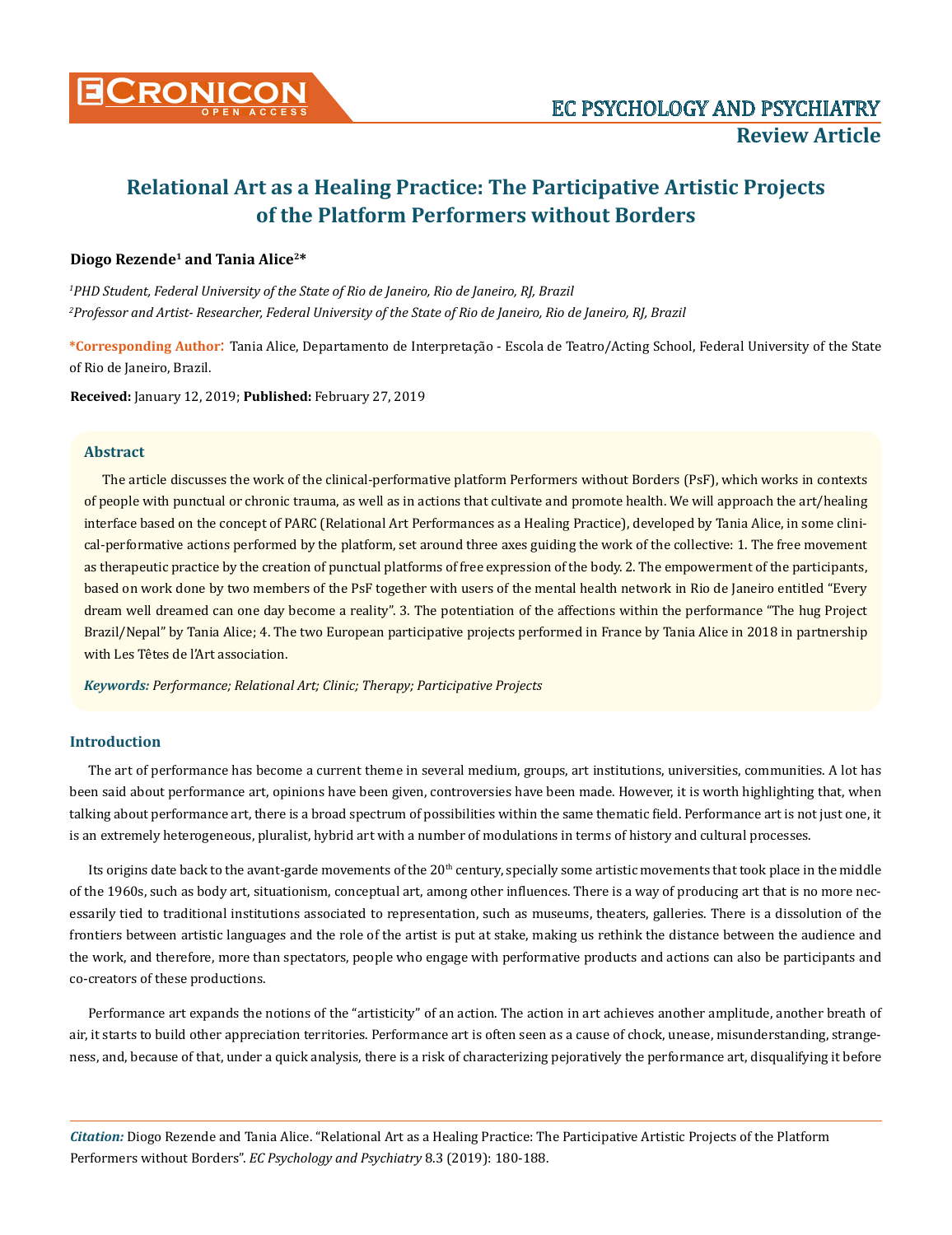# Relational Art as a Healing Practice: The Participative Artistic Projects of the Platform Performers without Borders

**Diogo Rezende[1] and Tania Alice[2]***

*[1]PHD Student, Federal University of the State of Rio de Janeiro, Rio de Janeiro, RJ, Brazil*

*[2]Professor and Artist- Researcher, Federal University of the State of Rio de Janeiro, Rio de Janeiro, RJ, Brazil*

**\*Corresponding Author:** Tania Alice, Departamento de Interpretação - Escola de Teatro/Acting School, Federal University of the State of Rio de Janeiro, Brazil.

**Received:** January 12, 2019; **Published:** February 27, 2019

## Abstract

The article discusses the work of the clinical-performative platform Performers without Borders (PsF), which works in contexts of people with punctual or chronic trauma, as well as in actions that cultivate and promote health. We will approach the art/healing interface based on the concept of PARC (Relational Art Performances as a Healing Practice), developed by Tania Alice, in some clinical-performative actions performed by the platform, set around three axes guiding the work of the collective: 1. The free movement as therapeutic practice by the creation of punctual platforms of free expression of the body. 2. The empowerment of the participants, based on work done by two members of the PsF together with users of the mental health network in Rio de Janeiro entitled "Every dream well dreamed can one day become a reality". 3. The potentiation of the affections within the performance "The hug Project Brazil/Nepal" by Tania Alice; 4. The two European participative projects performed in France by Tania Alice in 2018 in partnership with Les Têtes de l'Art association.

***Keywords:*** *Performance; Relational Art; Clinic; Therapy; Participative Projects*

## Introduction

The art of performance has become a current theme in several medium, groups, art institutions, universities, communities. A lot has been said about performance art, opinions have been given, controversies have been made. However, it is worth highlighting that, when talking about performance art, there is a broad spectrum of possibilities within the same thematic field. Performance art is not just one, it is an extremely heterogeneous, pluralist, hybrid art with a number of modulations in terms of history and cultural processes.

Its origins date back to the avant-garde movements of the 20th century, specially some artistic movements that took place in the middle of the 1960s, such as body art, situationism, conceptual art, among other influences. There is a way of producing art that is no more necessarily tied to traditional institutions associated to representation, such as museums, theaters, galleries. There is a dissolution of the frontiers between artistic languages and the role of the artist is put at stake, making us rethink the distance between the audience and the work, and therefore, more than spectators, people who engage with performative products and actions can also be participants and co-creators of these productions.

Performance art expands the notions of the "artisticity" of an action. The action in art achieves another amplitude, another breath of air, it starts to build other appreciation territories. Performance art is often seen as a cause of chock, unease, misunderstanding, strangeness, and, because of that, under a quick analysis, there is a risk of characterizing pejoratively the performance art, disqualifying it before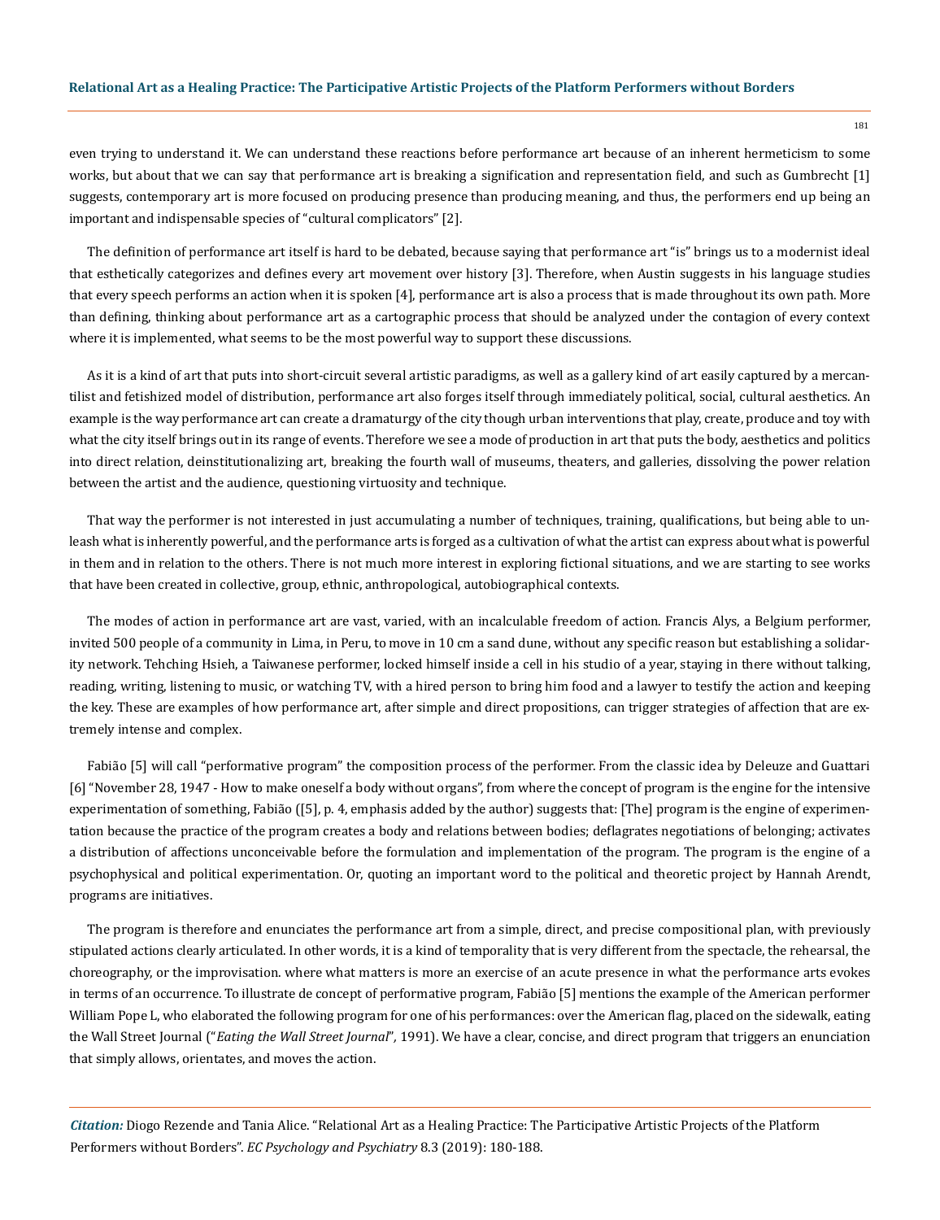even trying to understand it. We can understand these reactions before performance art because of an inherent hermeticism to some works, but about that we can say that performance art is breaking a signification and representation field, and such as Gumbrecht [1] suggests, contemporary art is more focused on producing presence than producing meaning, and thus, the performers end up being an important and indispensable species of "cultural complicators" [2].

The definition of performance art itself is hard to be debated, because saying that performance art "is" brings us to a modernist ideal that esthetically categorizes and defines every art movement over history [3]. Therefore, when Austin suggests in his language studies that every speech performs an action when it is spoken [4], performance art is also a process that is made throughout its own path. More than defining, thinking about performance art as a cartographic process that should be analyzed under the contagion of every context where it is implemented, what seems to be the most powerful way to support these discussions.

As it is a kind of art that puts into short-circuit several artistic paradigms, as well as a gallery kind of art easily captured by a mercantilist and fetishized model of distribution, performance art also forges itself through immediately political, social, cultural aesthetics. An example is the way performance art can create a dramaturgy of the city though urban interventions that play, create, produce and toy with what the city itself brings out in its range of events. Therefore we see a mode of production in art that puts the body, aesthetics and politics into direct relation, deinstitutionalizing art, breaking the fourth wall of museums, theaters, and galleries, dissolving the power relation between the artist and the audience, questioning virtuosity and technique.

That way the performer is not interested in just accumulating a number of techniques, training, qualifications, but being able to unleash what is inherently powerful, and the performance arts is forged as a cultivation of what the artist can express about what is powerful in them and in relation to the others. There is not much more interest in exploring fictional situations, and we are starting to see works that have been created in collective, group, ethnic, anthropological, autobiographical contexts.

The modes of action in performance art are vast, varied, with an incalculable freedom of action. Francis Alys, a Belgium performer, invited 500 people of a community in Lima, in Peru, to move in 10 cm a sand dune, without any specific reason but establishing a solidarity network. Tehching Hsieh, a Taiwanese performer, locked himself inside a cell in his studio of a year, staying in there without talking, reading, writing, listening to music, or watching TV, with a hired person to bring him food and a lawyer to testify the action and keeping the key. These are examples of how performance art, after simple and direct propositions, can trigger strategies of affection that are extremely intense and complex.

Fabião [5] will call "performative program" the composition process of the performer. From the classic idea by Deleuze and Guattari [6] "November 28, 1947 - How to make oneself a body without organs", from where the concept of program is the engine for the intensive experimentation of something, Fabião ([5], p. 4, emphasis added by the author) suggests that: [The] program is the engine of experimentation because the practice of the program creates a body and relations between bodies; deflagrates negotiations of belonging; activates a distribution of affections unconceivable before the formulation and implementation of the program. The program is the engine of a psychophysical and political experimentation. Or, quoting an important word to the political and theoretic project by Hannah Arendt, programs are initiatives.

The program is therefore and enunciates the performance art from a simple, direct, and precise compositional plan, with previously stipulated actions clearly articulated. In other words, it is a kind of temporality that is very different from the spectacle, the rehearsal, the choreography, or the improvisation. where what matters is more an exercise of an acute presence in what the performance arts evokes in terms of an occurrence. To illustrate de concept of performative program, Fabião [5] mentions the example of the American performer William Pope L, who elaborated the following program for one of his performances: over the American flag, placed on the sidewalk, eating the Wall Street Journal ("*Eating the Wall Street Journal*", 1991). We have a clear, concise, and direct program that triggers an enunciation that simply allows, orientates, and moves the action.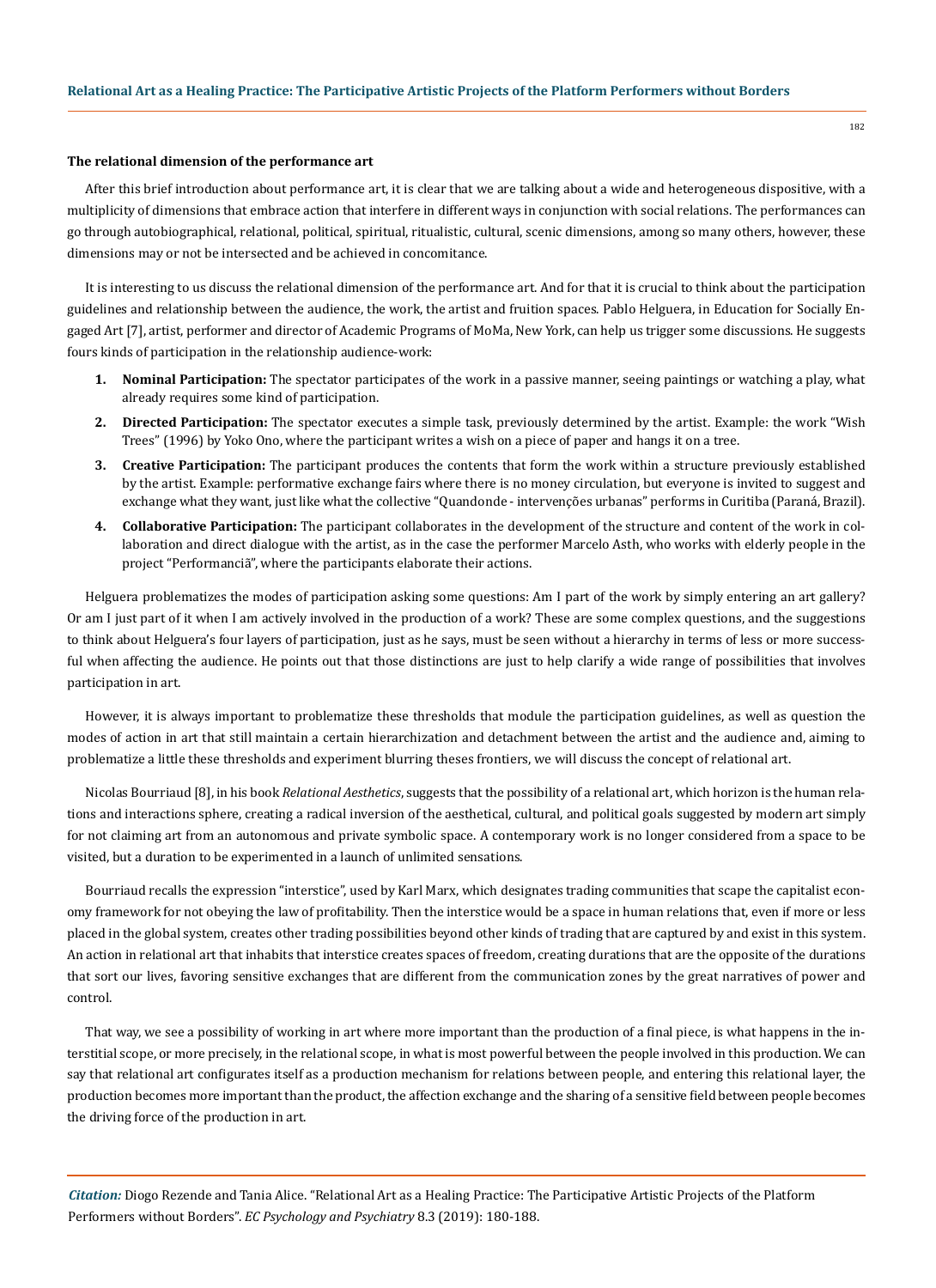### The relational dimension of the performance art

After this brief introduction about performance art, it is clear that we are talking about a wide and heterogeneous dispositive, with a multiplicity of dimensions that embrace action that interfere in different ways in conjunction with social relations. The performances can go through autobiographical, relational, political, spiritual, ritualistic, cultural, scenic dimensions, among so many others, however, these dimensions may or not be intersected and be achieved in concomitance.

It is interesting to us discuss the relational dimension of the performance art. And for that it is crucial to think about the participation guidelines and relationship between the audience, the work, the artist and fruition spaces. Pablo Helguera, in Education for Socially Engaged Art [7], artist, performer and director of Academic Programs of MoMa, New York, can help us trigger some discussions. He suggests fours kinds of participation in the relationship audience-work:

1. **Nominal Participation:** The spectator participates of the work in a passive manner, seeing paintings or watching a play, what already requires some kind of participation.
2. **Directed Participation:** The spectator executes a simple task, previously determined by the artist. Example: the work "Wish Trees" (1996) by Yoko Ono, where the participant writes a wish on a piece of paper and hangs it on a tree.
3. **Creative Participation:** The participant produces the contents that form the work within a structure previously established by the artist. Example: performative exchange fairs where there is no money circulation, but everyone is invited to suggest and exchange what they want, just like what the collective "Quandonde - intervenções urbanas" performs in Curitiba (Paraná, Brazil).
4. **Collaborative Participation:** The participant collaborates in the development of the structure and content of the work in collaboration and direct dialogue with the artist, as in the case the performer Marcelo Asth, who works with elderly people in the project "Performanciã", where the participants elaborate their actions.

Helguera problematizes the modes of participation asking some questions: Am I part of the work by simply entering an art gallery? Or am I just part of it when I am actively involved in the production of a work? These are some complex questions, and the suggestions to think about Helguera's four layers of participation, just as he says, must be seen without a hierarchy in terms of less or more successful when affecting the audience. He points out that those distinctions are just to help clarify a wide range of possibilities that involves participation in art.

However, it is always important to problematize these thresholds that module the participation guidelines, as well as question the modes of action in art that still maintain a certain hierarchization and detachment between the artist and the audience and, aiming to problematize a little these thresholds and experiment blurring theses frontiers, we will discuss the concept of relational art.

Nicolas Bourriaud [8], in his book *Relational Aesthetics*, suggests that the possibility of a relational art, which horizon is the human relations and interactions sphere, creating a radical inversion of the aesthetical, cultural, and political goals suggested by modern art simply for not claiming art from an autonomous and private symbolic space. A contemporary work is no longer considered from a space to be visited, but a duration to be experimented in a launch of unlimited sensations.

Bourriaud recalls the expression "interstice", used by Karl Marx, which designates trading communities that scape the capitalist economy framework for not obeying the law of profitability. Then the interstice would be a space in human relations that, even if more or less placed in the global system, creates other trading possibilities beyond other kinds of trading that are captured by and exist in this system. An action in relational art that inhabits that interstice creates spaces of freedom, creating durations that are the opposite of the durations that sort our lives, favoring sensitive exchanges that are different from the communication zones by the great narratives of power and control.

That way, we see a possibility of working in art where more important than the production of a final piece, is what happens in the interstitial scope, or more precisely, in the relational scope, in what is most powerful between the people involved in this production. We can say that relational art configurates itself as a production mechanism for relations between people, and entering this relational layer, the production becomes more important than the product, the affection exchange and the sharing of a sensitive field between people becomes the driving force of the production in art.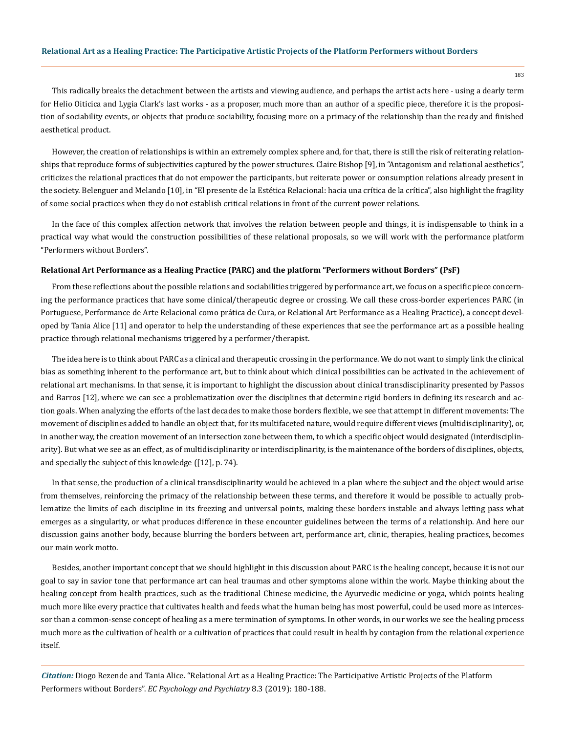This radically breaks the detachment between the artists and viewing audience, and perhaps the artist acts here - using a dearly term for Helio Oiticica and Lygia Clark's last works - as a proposer, much more than an author of a specific piece, therefore it is the proposition of sociability events, or objects that produce sociability, focusing more on a primacy of the relationship than the ready and finished aesthetical product.

However, the creation of relationships is within an extremely complex sphere and, for that, there is still the risk of reiterating relationships that reproduce forms of subjectivities captured by the power structures. Claire Bishop [9], in "Antagonism and relational aesthetics", criticizes the relational practices that do not empower the participants, but reiterate power or consumption relations already present in the society. Belenguer and Melando [10], in "El presente de la Estética Relacional: hacia una crítica de la crítica", also highlight the fragility of some social practices when they do not establish critical relations in front of the current power relations.

In the face of this complex affection network that involves the relation between people and things, it is indispensable to think in a practical way what would the construction possibilities of these relational proposals, so we will work with the performance platform "Performers without Borders".

### Relational Art Performance as a Healing Practice (PARC) and the platform "Performers without Borders" (PsF)

From these reflections about the possible relations and sociabilities triggered by performance art, we focus on a specific piece concerning the performance practices that have some clinical/therapeutic degree or crossing. We call these cross-border experiences PARC (in Portuguese, Performance de Arte Relacional como prática de Cura, or Relational Art Performance as a Healing Practice), a concept developed by Tania Alice [11] and operator to help the understanding of these experiences that see the performance art as a possible healing practice through relational mechanisms triggered by a performer/therapist.

The idea here is to think about PARC as a clinical and therapeutic crossing in the performance. We do not want to simply link the clinical bias as something inherent to the performance art, but to think about which clinical possibilities can be activated in the achievement of relational art mechanisms. In that sense, it is important to highlight the discussion about clinical transdisciplinarity presented by Passos and Barros [12], where we can see a problematization over the disciplines that determine rigid borders in defining its research and action goals. When analyzing the efforts of the last decades to make those borders flexible, we see that attempt in different movements: The movement of disciplines added to handle an object that, for its multifaceted nature, would require different views (multidisciplinarity), or, in another way, the creation movement of an intersection zone between them, to which a specific object would designated (interdisciplinarity). But what we see as an effect, as of multidisciplinarity or interdisciplinarity, is the maintenance of the borders of disciplines, objects, and specially the subject of this knowledge ([12], p. 74).

In that sense, the production of a clinical transdisciplinarity would be achieved in a plan where the subject and the object would arise from themselves, reinforcing the primacy of the relationship between these terms, and therefore it would be possible to actually problematize the limits of each discipline in its freezing and universal points, making these borders instable and always letting pass what emerges as a singularity, or what produces difference in these encounter guidelines between the terms of a relationship. And here our discussion gains another body, because blurring the borders between art, performance art, clinic, therapies, healing practices, becomes our main work motto.

Besides, another important concept that we should highlight in this discussion about PARC is the healing concept, because it is not our goal to say in savior tone that performance art can heal traumas and other symptoms alone within the work. Maybe thinking about the healing concept from health practices, such as the traditional Chinese medicine, the Ayurvedic medicine or yoga, which points healing much more like every practice that cultivates health and feeds what the human being has most powerful, could be used more as intercessor than a common-sense concept of healing as a mere termination of symptoms. In other words, in our works we see the healing process much more as the cultivation of health or a cultivation of practices that could result in health by contagion from the relational experience itself.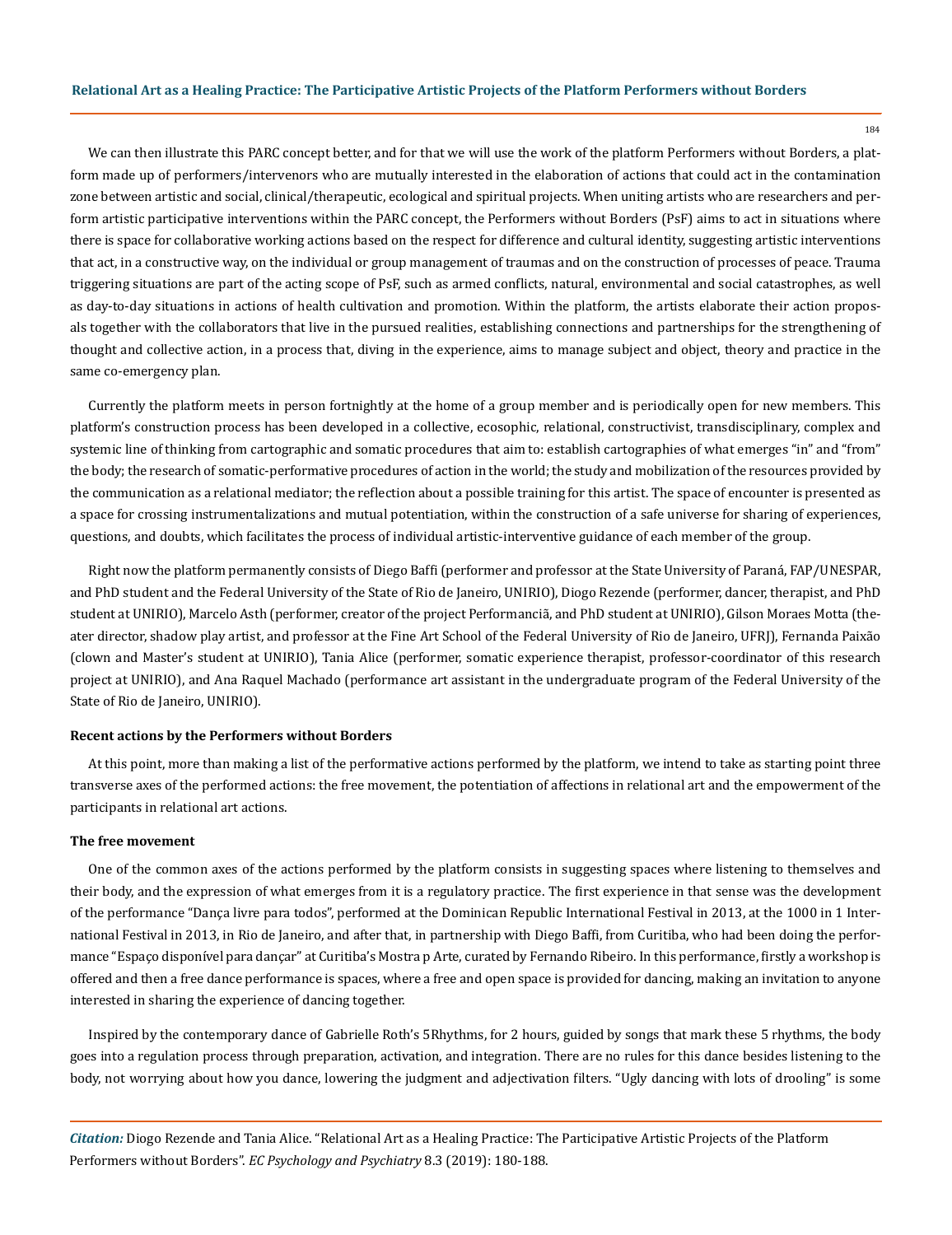We can then illustrate this PARC concept better, and for that we will use the work of the platform Performers without Borders, a platform made up of performers/intervenors who are mutually interested in the elaboration of actions that could act in the contamination zone between artistic and social, clinical/therapeutic, ecological and spiritual projects. When uniting artists who are researchers and perform artistic participative interventions within the PARC concept, the Performers without Borders (PsF) aims to act in situations where there is space for collaborative working actions based on the respect for difference and cultural identity, suggesting artistic interventions that act, in a constructive way, on the individual or group management of traumas and on the construction of processes of peace. Trauma triggering situations are part of the acting scope of PsF, such as armed conflicts, natural, environmental and social catastrophes, as well as day-to-day situations in actions of health cultivation and promotion. Within the platform, the artists elaborate their action proposals together with the collaborators that live in the pursued realities, establishing connections and partnerships for the strengthening of thought and collective action, in a process that, diving in the experience, aims to manage subject and object, theory and practice in the same co-emergency plan.

Currently the platform meets in person fortnightly at the home of a group member and is periodically open for new members. This platform's construction process has been developed in a collective, ecosophic, relational, constructivist, transdisciplinary, complex and systemic line of thinking from cartographic and somatic procedures that aim to: establish cartographies of what emerges "in" and "from" the body; the research of somatic-performative procedures of action in the world; the study and mobilization of the resources provided by the communication as a relational mediator; the reflection about a possible training for this artist. The space of encounter is presented as a space for crossing instrumentalizations and mutual potentiation, within the construction of a safe universe for sharing of experiences, questions, and doubts, which facilitates the process of individual artistic-interventive guidance of each member of the group.

Right now the platform permanently consists of Diego Baffi (performer and professor at the State University of Paraná, FAP/UNESPAR, and PhD student and the Federal University of the State of Rio de Janeiro, UNIRIO), Diogo Rezende (performer, dancer, therapist, and PhD student at UNIRIO), Marcelo Asth (performer, creator of the project Performanciã, and PhD student at UNIRIO), Gilson Moraes Motta (theater director, shadow play artist, and professor at the Fine Art School of the Federal University of Rio de Janeiro, UFRJ), Fernanda Paixão (clown and Master's student at UNIRIO), Tania Alice (performer, somatic experience therapist, professor-coordinator of this research project at UNIRIO), and Ana Raquel Machado (performance art assistant in the undergraduate program of the Federal University of the State of Rio de Janeiro, UNIRIO).

**Recent actions by the Performers without Borders**

At this point, more than making a list of the performative actions performed by the platform, we intend to take as starting point three transverse axes of the performed actions: the free movement, the potentiation of affections in relational art and the empowerment of the participants in relational art actions.

**The free movement**

One of the common axes of the actions performed by the platform consists in suggesting spaces where listening to themselves and their body, and the expression of what emerges from it is a regulatory practice. The first experience in that sense was the development of the performance "Dança livre para todos", performed at the Dominican Republic International Festival in 2013, at the 1000 in 1 International Festival in 2013, in Rio de Janeiro, and after that, in partnership with Diego Baffi, from Curitiba, who had been doing the performance "Espaço disponível para dançar" at Curitiba's Mostra p Arte, curated by Fernando Ribeiro. In this performance, firstly a workshop is offered and then a free dance performance is spaces, where a free and open space is provided for dancing, making an invitation to anyone interested in sharing the experience of dancing together.

Inspired by the contemporary dance of Gabrielle Roth's 5Rhythms, for 2 hours, guided by songs that mark these 5 rhythms, the body goes into a regulation process through preparation, activation, and integration. There are no rules for this dance besides listening to the body, not worrying about how you dance, lowering the judgment and adjectivation filters. "Ugly dancing with lots of drooling" is some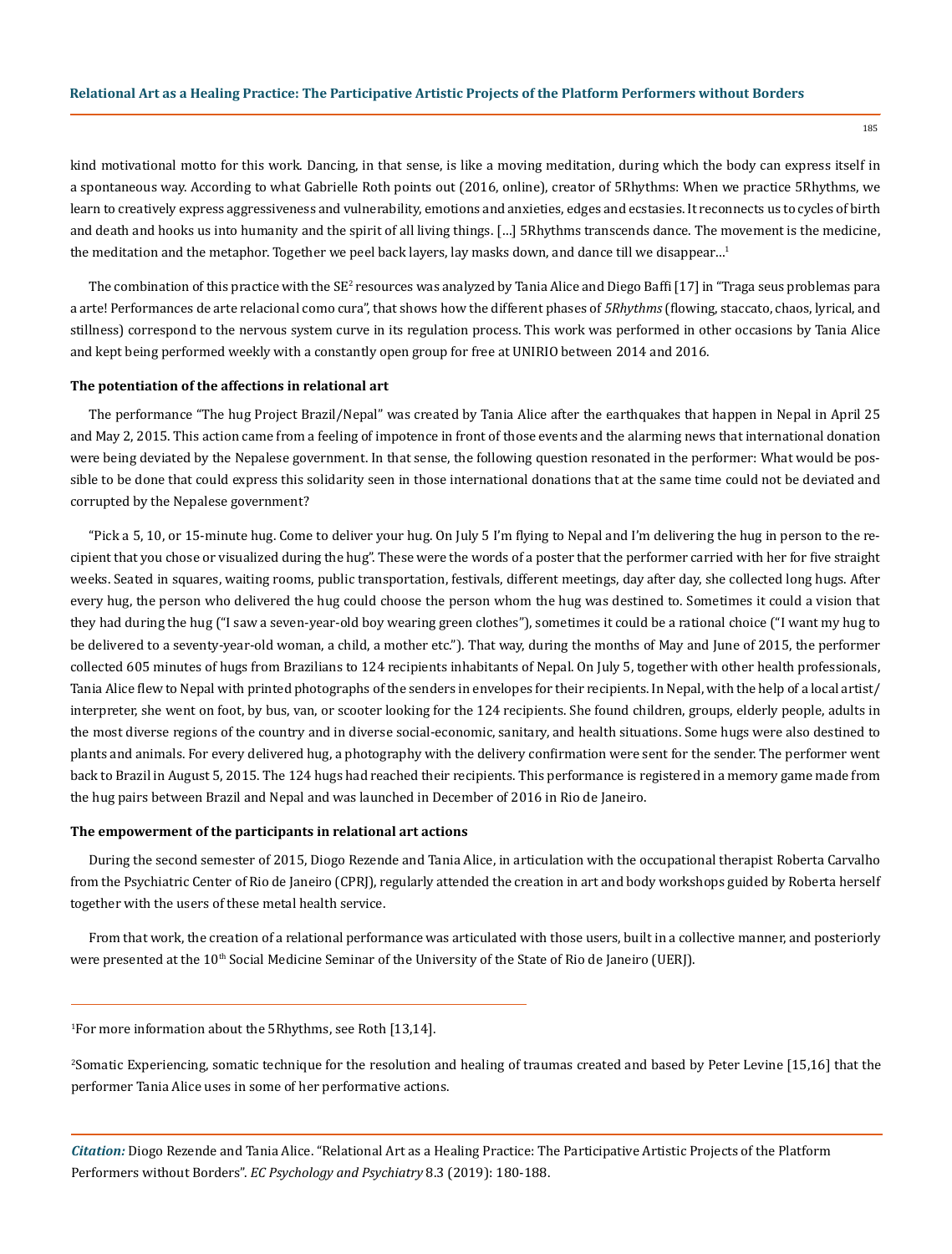kind motivational motto for this work. Dancing, in that sense, is like a moving meditation, during which the body can express itself in a spontaneous way. According to what Gabrielle Roth points out (2016, online), creator of 5Rhythms: When we practice 5Rhythms, we learn to creatively express aggressiveness and vulnerability, emotions and anxieties, edges and ecstasies. It reconnects us to cycles of birth and death and hooks us into humanity and the spirit of all living things. [...] 5Rhythms transcends dance. The movement is the medicine, the meditation and the metaphor. Together we peel back layers, lay masks down, and dance till we disappear...[1]

The combination of this practice with the SE[2] resources was analyzed by Tania Alice and Diego Baffi [17] in "Traga seus problemas para a arte! Performances de arte relacional como cura", that shows how the different phases of *5Rhythms* (flowing, staccato, chaos, lyrical, and stillness) correspond to the nervous system curve in its regulation process. This work was performed in other occasions by Tania Alice and kept being performed weekly with a constantly open group for free at UNIRIO between 2014 and 2016.

**The potentiation of the affections in relational art**

The performance "The hug Project Brazil/Nepal" was created by Tania Alice after the earthquakes that happen in Nepal in April 25 and May 2, 2015. This action came from a feeling of impotence in front of those events and the alarming news that international donation were being deviated by the Nepalese government. In that sense, the following question resonated in the performer: What would be possible to be done that could express this solidarity seen in those international donations that at the same time could not be deviated and corrupted by the Nepalese government?

"Pick a 5, 10, or 15-minute hug. Come to deliver your hug. On July 5 I'm flying to Nepal and I'm delivering the hug in person to the recipient that you chose or visualized during the hug". These were the words of a poster that the performer carried with her for five straight weeks. Seated in squares, waiting rooms, public transportation, festivals, different meetings, day after day, she collected long hugs. After every hug, the person who delivered the hug could choose the person whom the hug was destined to. Sometimes it could a vision that they had during the hug ("I saw a seven-year-old boy wearing green clothes"), sometimes it could be a rational choice ("I want my hug to be delivered to a seventy-year-old woman, a child, a mother etc."). That way, during the months of May and June of 2015, the performer collected 605 minutes of hugs from Brazilians to 124 recipients inhabitants of Nepal. On July 5, together with other health professionals, Tania Alice flew to Nepal with printed photographs of the senders in envelopes for their recipients. In Nepal, with the help of a local artist/interpreter, she went on foot, by bus, van, or scooter looking for the 124 recipients. She found children, groups, elderly people, adults in the most diverse regions of the country and in diverse social-economic, sanitary, and health situations. Some hugs were also destined to plants and animals. For every delivered hug, a photography with the delivery confirmation were sent for the sender. The performer went back to Brazil in August 5, 2015. The 124 hugs had reached their recipients. This performance is registered in a memory game made from the hug pairs between Brazil and Nepal and was launched in December of 2016 in Rio de Janeiro.

**The empowerment of the participants in relational art actions**

During the second semester of 2015, Diogo Rezende and Tania Alice, in articulation with the occupational therapist Roberta Carvalho from the Psychiatric Center of Rio de Janeiro (CPRJ), regularly attended the creation in art and body workshops guided by Roberta herself together with the users of these metal health service.

From that work, the creation of a relational performance was articulated with those users, built in a collective manner, and posteriorly were presented at the 10th Social Medicine Seminar of the University of the State of Rio de Janeiro (UERJ).

---

[1] For more information about the 5Rhythms, see Roth [13,14].

[2] Somatic Experiencing, somatic technique for the resolution and healing of traumas created and based by Peter Levine [15,16] that the performer Tania Alice uses in some of her performative actions.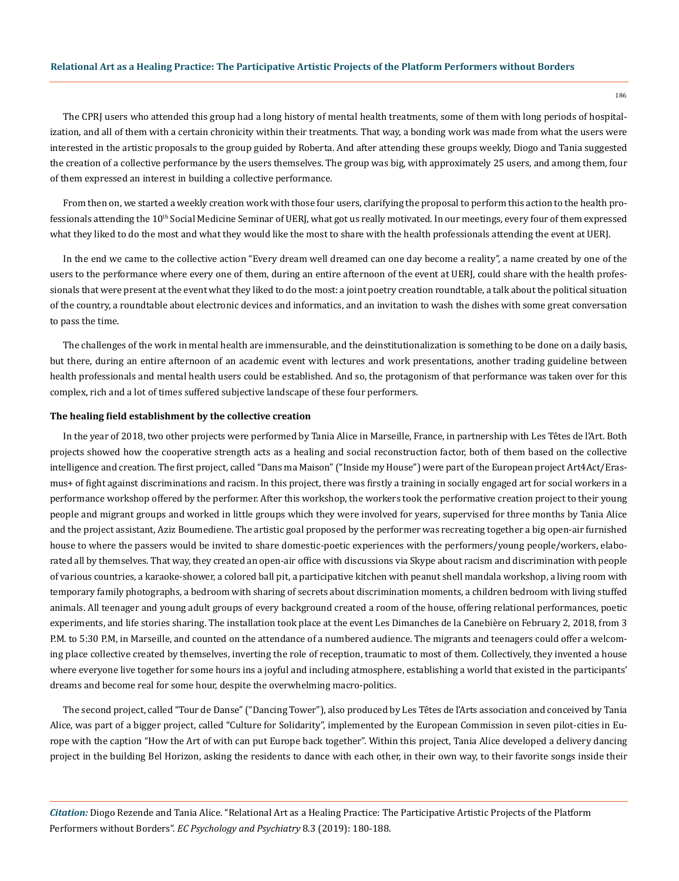The CPRJ users who attended this group had a long history of mental health treatments, some of them with long periods of hospitalization, and all of them with a certain chronicity within their treatments. That way, a bonding work was made from what the users were interested in the artistic proposals to the group guided by Roberta. And after attending these groups weekly, Diogo and Tania suggested the creation of a collective performance by the users themselves. The group was big, with approximately 25 users, and among them, four of them expressed an interest in building a collective performance.

From then on, we started a weekly creation work with those four users, clarifying the proposal to perform this action to the health professionals attending the 10th Social Medicine Seminar of UERJ, what got us really motivated. In our meetings, every four of them expressed what they liked to do the most and what they would like the most to share with the health professionals attending the event at UERJ.

In the end we came to the collective action "Every dream well dreamed can one day become a reality", a name created by one of the users to the performance where every one of them, during an entire afternoon of the event at UERJ, could share with the health professionals that were present at the event what they liked to do the most: a joint poetry creation roundtable, a talk about the political situation of the country, a roundtable about electronic devices and informatics, and an invitation to wash the dishes with some great conversation to pass the time.

The challenges of the work in mental health are immensurable, and the deinstitutionalization is something to be done on a daily basis, but there, during an entire afternoon of an academic event with lectures and work presentations, another trading guideline between health professionals and mental health users could be established. And so, the protagonism of that performance was taken over for this complex, rich and a lot of times suffered subjective landscape of these four performers.

**The healing field establishment by the collective creation**

In the year of 2018, two other projects were performed by Tania Alice in Marseille, France, in partnership with Les Têtes de l'Art. Both projects showed how the cooperative strength acts as a healing and social reconstruction factor, both of them based on the collective intelligence and creation. The first project, called "Dans ma Maison" ("Inside my House") were part of the European project Art4Act/Erasmus+ of fight against discriminations and racism. In this project, there was firstly a training in socially engaged art for social workers in a performance workshop offered by the performer. After this workshop, the workers took the performative creation project to their young people and migrant groups and worked in little groups which they were involved for years, supervised for three months by Tania Alice and the project assistant, Aziz Boumediene. The artistic goal proposed by the performer was recreating together a big open-air furnished house to where the passers would be invited to share domestic-poetic experiences with the performers/young people/workers, elaborated all by themselves. That way, they created an open-air office with discussions via Skype about racism and discrimination with people of various countries, a karaoke-shower, a colored ball pit, a participative kitchen with peanut shell mandala workshop, a living room with temporary family photographs, a bedroom with sharing of secrets about discrimination moments, a children bedroom with living stuffed animals. All teenager and young adult groups of every background created a room of the house, offering relational performances, poetic experiments, and life stories sharing. The installation took place at the event Les Dimanches de la Canebière on February 2, 2018, from 3 P.M. to 5:30 P.M, in Marseille, and counted on the attendance of a numbered audience. The migrants and teenagers could offer a welcoming place collective created by themselves, inverting the role of reception, traumatic to most of them. Collectively, they invented a house where everyone live together for some hours ins a joyful and including atmosphere, establishing a world that existed in the participants' dreams and become real for some hour, despite the overwhelming macro-politics.

The second project, called "Tour de Danse" ("Dancing Tower"), also produced by Les Têtes de l'Arts association and conceived by Tania Alice, was part of a bigger project, called "Culture for Solidarity", implemented by the European Commission in seven pilot-cities in Europe with the caption "How the Art of with can put Europe back together". Within this project, Tania Alice developed a delivery dancing project in the building Bel Horizon, asking the residents to dance with each other, in their own way, to their favorite songs inside their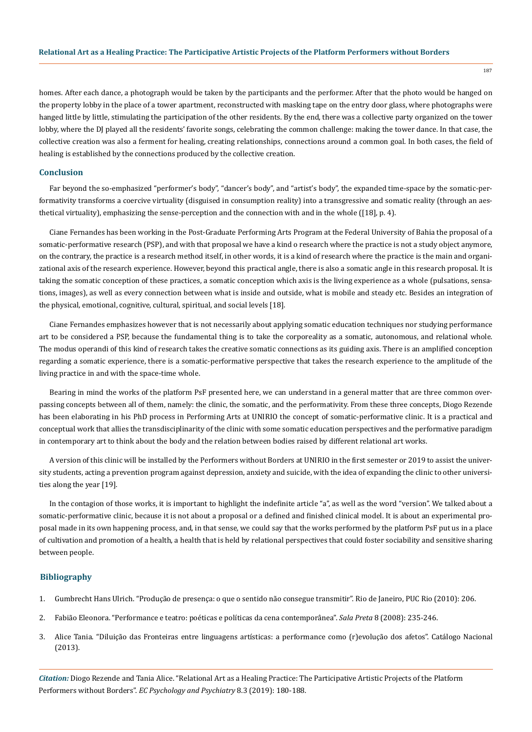homes. After each dance, a photograph would be taken by the participants and the performer. After that the photo would be hanged on the property lobby in the place of a tower apartment, reconstructed with masking tape on the entry door glass, where photographs were hanged little by little, stimulating the participation of the other residents. By the end, there was a collective party organized on the tower lobby, where the DJ played all the residents' favorite songs, celebrating the common challenge: making the tower dance. In that case, the collective creation was also a ferment for healing, creating relationships, connections around a common goal. In both cases, the field of healing is established by the connections produced by the collective creation.

## Conclusion

Far beyond the so-emphasized "performer's body", "dancer's body", and "artist's body", the expanded time-space by the somatic-performativity transforms a coercive virtuality (disguised in consumption reality) into a transgressive and somatic reality (through an aesthetical virtuality), emphasizing the sense-perception and the connection with and in the whole ([18], p. 4).

Ciane Fernandes has been working in the Post-Graduate Performing Arts Program at the Federal University of Bahia the proposal of a somatic-performative research (PSP), and with that proposal we have a kind o research where the practice is not a study object anymore, on the contrary, the practice is a research method itself, in other words, it is a kind of research where the practice is the main and organizational axis of the research experience. However, beyond this practical angle, there is also a somatic angle in this research proposal. It is taking the somatic conception of these practices, a somatic conception which axis is the living experience as a whole (pulsations, sensations, images), as well as every connection between what is inside and outside, what is mobile and steady etc. Besides an integration of the physical, emotional, cognitive, cultural, spiritual, and social levels [18].

Ciane Fernandes emphasizes however that is not necessarily about applying somatic education techniques nor studying performance art to be considered a PSP, because the fundamental thing is to take the corporeality as a somatic, autonomous, and relational whole. The modus operandi of this kind of research takes the creative somatic connections as its guiding axis. There is an amplified conception regarding a somatic experience, there is a somatic-performative perspective that takes the research experience to the amplitude of the living practice in and with the space-time whole.

Bearing in mind the works of the platform PsF presented here, we can understand in a general matter that are three common overpassing concepts between all of them, namely: the clinic, the somatic, and the performativity. From these three concepts, Diogo Rezende has been elaborating in his PhD process in Performing Arts at UNIRIO the concept of somatic-performative clinic. It is a practical and conceptual work that allies the transdisciplinarity of the clinic with some somatic education perspectives and the performative paradigm in contemporary art to think about the body and the relation between bodies raised by different relational art works.

A version of this clinic will be installed by the Performers without Borders at UNIRIO in the first semester or 2019 to assist the university students, acting a prevention program against depression, anxiety and suicide, with the idea of expanding the clinic to other universities along the year [19].

In the contagion of those works, it is important to highlight the indefinite article "a", as well as the word "version". We talked about a somatic-performative clinic, because it is not about a proposal or a defined and finished clinical model. It is about an experimental proposal made in its own happening process, and, in that sense, we could say that the works performed by the platform PsF put us in a place of cultivation and promotion of a health, a health that is held by relational perspectives that could foster sociability and sensitive sharing between people.

## Bibliography

1. Gumbrecht Hans Ulrich. "Produção de presença: o que o sentido não consegue transmitir". Rio de Janeiro, PUC Rio (2010): 206.
2. Fabião Eleonora. "Performance e teatro: poéticas e políticas da cena contemporânea". *Sala Preta* 8 (2008): 235-246.
3. Alice Tania. "Diluição das Fronteiras entre linguagens artísticas: a performance como (r)evolução dos afetos". Catálogo Nacional (2013).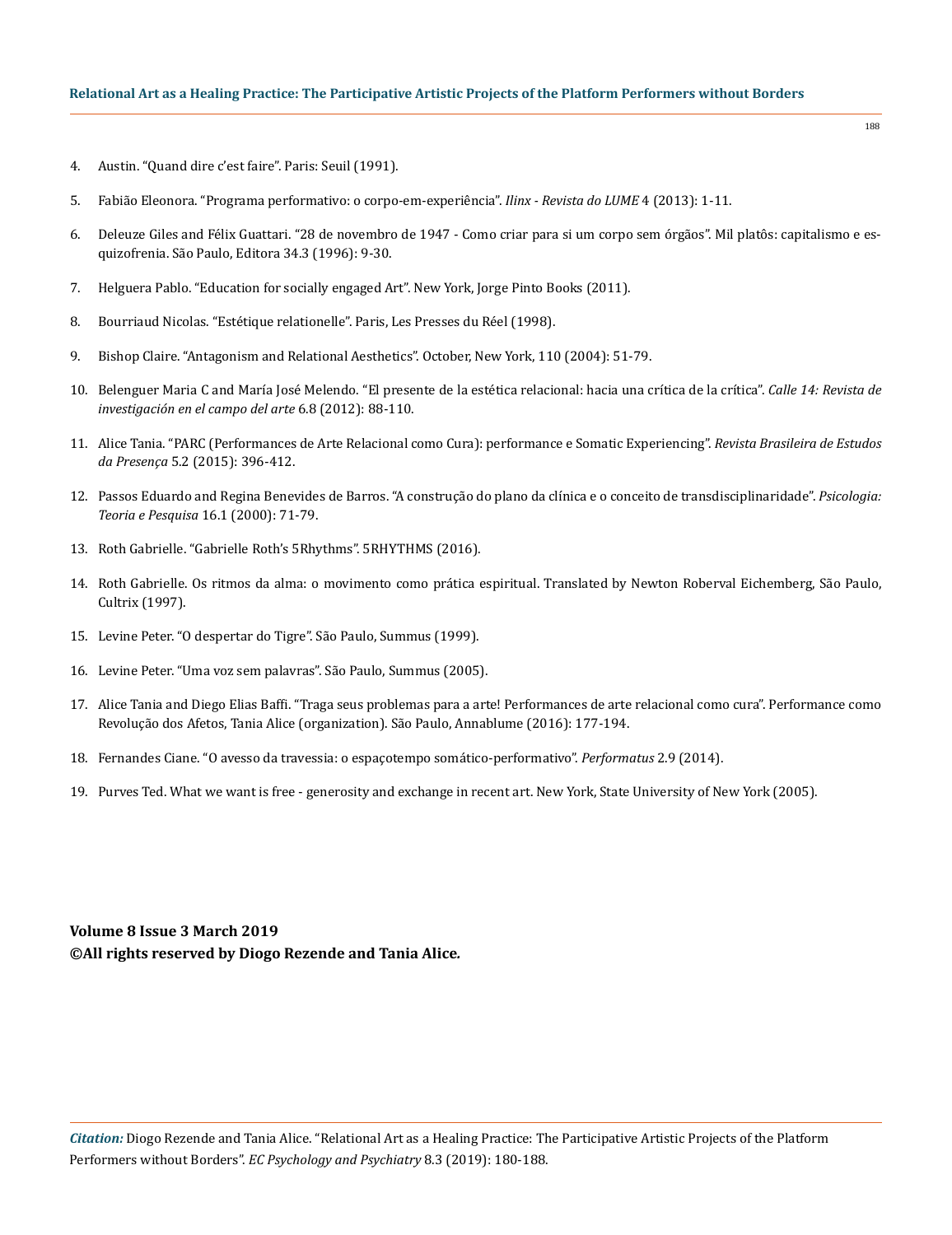4. Austin. "Quand dire c'est faire". Paris: Seuil (1991).

5. Fabião Eleonora. "Programa performativo: o corpo-em-experiência". *Ilinx - Revista do LUME* 4 (2013): 1-11.

6. Deleuze Giles and Félix Guattari. "28 de novembro de 1947 - Como criar para si um corpo sem órgãos". Mil platôs: capitalismo e esquizofrenia. São Paulo, Editora 34.3 (1996): 9-30.

7. Helguera Pablo. "Education for socially engaged Art". New York, Jorge Pinto Books (2011).

8. Bourriaud Nicolas. "Estétique relationelle". Paris, Les Presses du Réel (1998).

9. Bishop Claire. "Antagonism and Relational Aesthetics". October, New York, 110 (2004): 51-79.

10. Belenguer Maria C and María José Melendo. "El presente de la estética relacional: hacia una crítica de la crítica". *Calle 14: Revista de investigación en el campo del arte* 6.8 (2012): 88-110.

11. Alice Tania. "PARC (Performances de Arte Relacional como Cura): performance e Somatic Experiencing". *Revista Brasileira de Estudos da Presença* 5.2 (2015): 396-412.

12. Passos Eduardo and Regina Benevides de Barros. "A construção do plano da clínica e o conceito de transdisciplinaridade". *Psicologia: Teoria e Pesquisa* 16.1 (2000): 71-79.

13. Roth Gabrielle. "Gabrielle Roth's 5Rhythms". 5RHYTHMS (2016).

14. Roth Gabrielle. Os ritmos da alma: o movimento como prática espiritual. Translated by Newton Roberval Eichemberg, São Paulo, Cultrix (1997).

15. Levine Peter. "O despertar do Tigre". São Paulo, Summus (1999).

16. Levine Peter. "Uma voz sem palavras". São Paulo, Summus (2005).

17. Alice Tania and Diego Elias Baffi. "Traga seus problemas para a arte! Performances de arte relacional como cura". Performance como Revolução dos Afetos, Tania Alice (organization). São Paulo, Annablume (2016): 177-194.

18. Fernandes Ciane. "O avesso da travessia: o espaçotempo somático-performativo". *Performatus* 2.9 (2014).

19. Purves Ted. What we want is free - generosity and exchange in recent art. New York, State University of New York (2005).

**Volume 8 Issue 3 March 2019**
**©All rights reserved by Diogo Rezende and Tania Alice.**